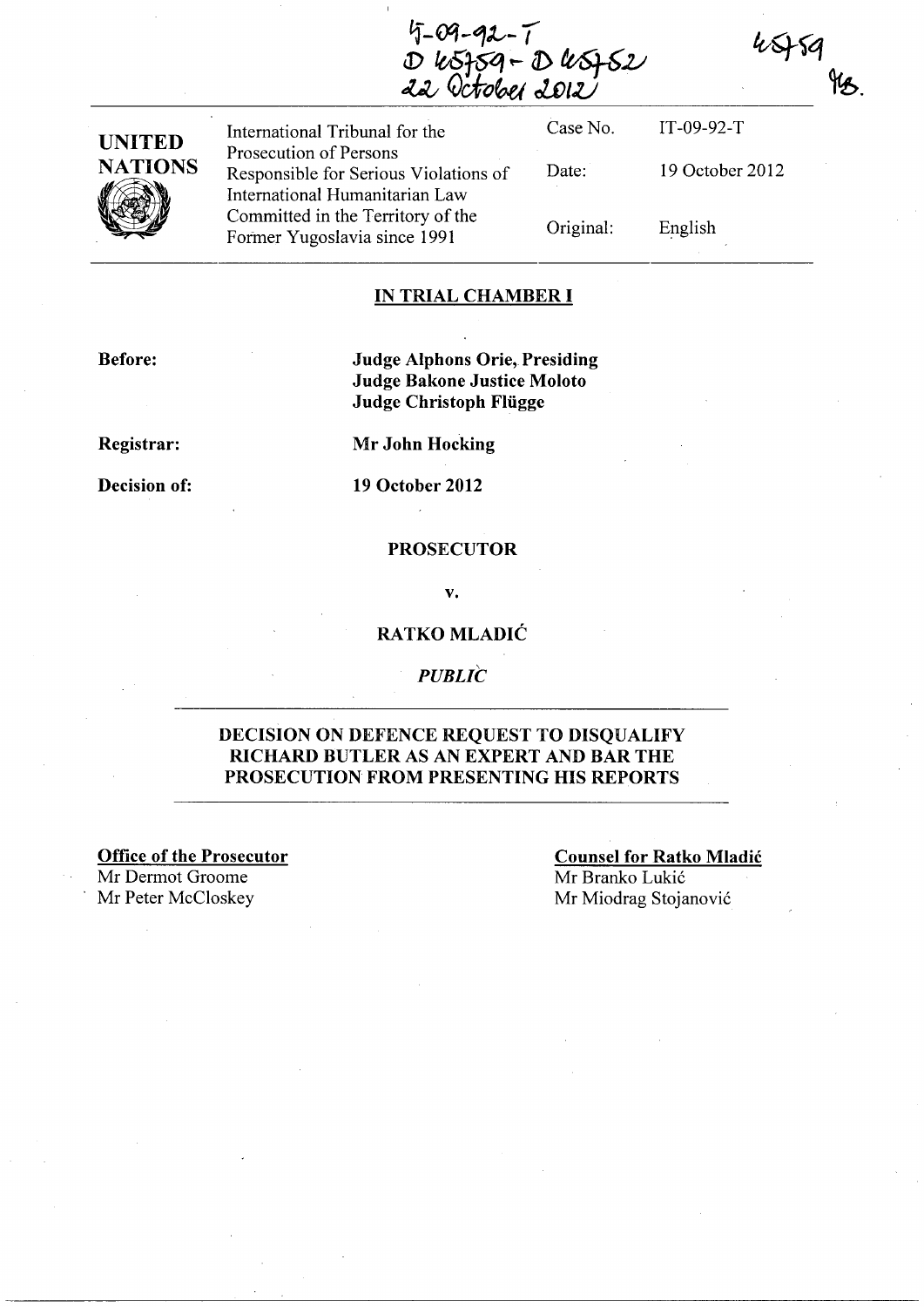IT-09-92-T
D 45759 - D 45752
22 October 2012

45759
MB.

| UNITED NATIONS | International Tribunal for the Prosecution of Persons Responsible for Serious Violations of International Humanitarian Law Committed in the Territory of the Former Yugoslavia since 1991 | Case No. | IT-09-92-T |
|---|---|---|---|
| | | Date: | 19 October 2012 |
| | | Original: | English |

## IN TRIAL CHAMBER I

**Before:** **Judge Alphons Orie, Presiding**
**Judge Bakone Justice Moloto**
**Judge Christoph Flügge**

**Registrar:** **Mr John Hocking**

**Decision of:** **19 October 2012**

**PROSECUTOR**

**v.**

**RATKO MLADIĆ**

*PUBLIC*

## DECISION ON DEFENCE REQUEST TO DISQUALIFY RICHARD BUTLER AS AN EXPERT AND BAR THE PROSECUTION FROM PRESENTING HIS REPORTS

**Office of the Prosecutor**
Mr Dermot Groome
Mr Peter McCloskey

**Counsel for Ratko Mladić**
Mr Branko Lukić
Mr Miodrag Stojanović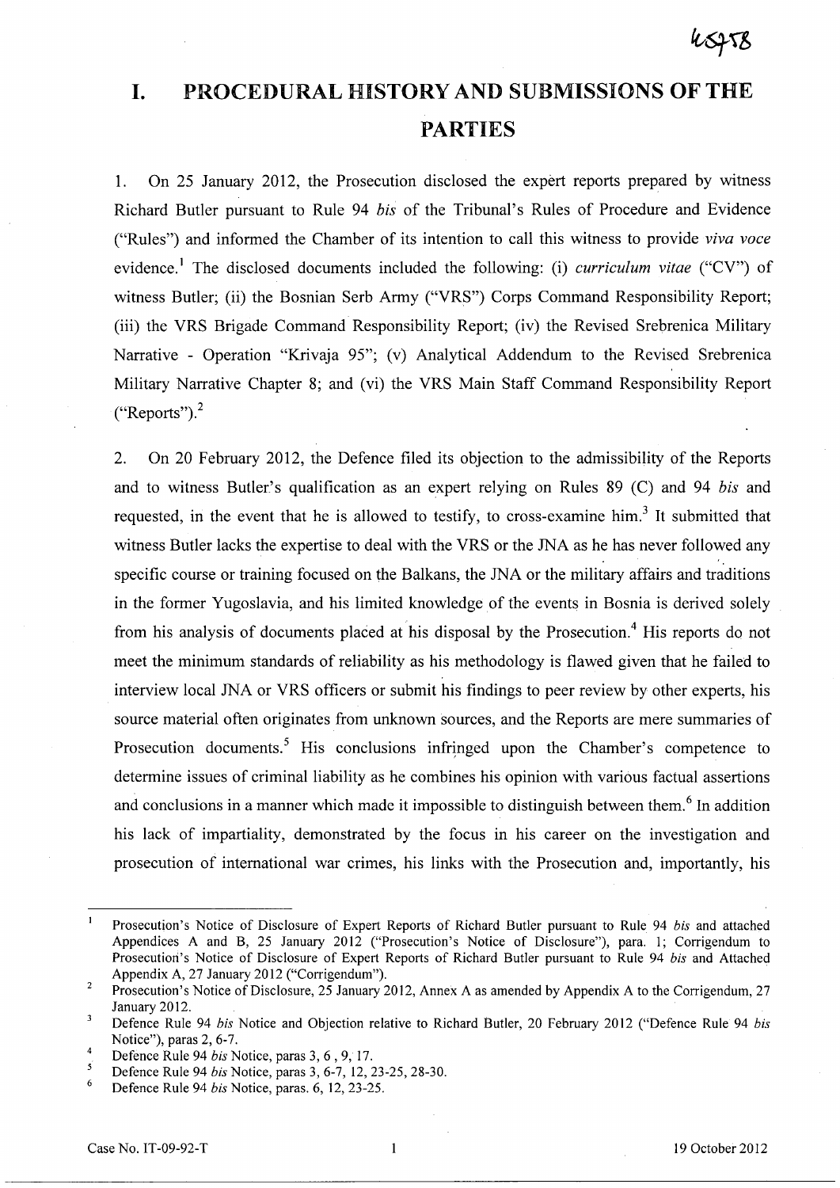# I. PROCEDURAL HISTORY AND SUBMISSIONS OF THE PARTIES

1. On 25 January 2012, the Prosecution disclosed the expert reports prepared by witness Richard Butler pursuant to Rule 94 *bis* of the Tribunal's Rules of Procedure and Evidence ("Rules") and informed the Chamber of its intention to call this witness to provide *viva voce* evidence.[1] The disclosed documents included the following: (i) *curriculum vitae* ("CV") of witness Butler; (ii) the Bosnian Serb Army ("VRS") Corps Command Responsibility Report; (iii) the VRS Brigade Command Responsibility Report; (iv) the Revised Srebrenica Military Narrative - Operation "Krivaja 95"; (v) Analytical Addendum to the Revised Srebrenica Military Narrative Chapter 8; and (vi) the VRS Main Staff Command Responsibility Report ("Reports").[2]

2. On 20 February 2012, the Defence filed its objection to the admissibility of the Reports and to witness Butler's qualification as an expert relying on Rules 89 (C) and 94 *bis* and requested, in the event that he is allowed to testify, to cross-examine him.[3] It submitted that witness Butler lacks the expertise to deal with the VRS or the JNA as he has never followed any specific course or training focused on the Balkans, the JNA or the military affairs and traditions in the former Yugoslavia, and his limited knowledge of the events in Bosnia is derived solely from his analysis of documents placed at his disposal by the Prosecution.[4] His reports do not meet the minimum standards of reliability as his methodology is flawed given that he failed to interview local JNA or VRS officers or submit his findings to peer review by other experts, his source material often originates from unknown sources, and the Reports are mere summaries of Prosecution documents.[5] His conclusions infringed upon the Chamber's competence to determine issues of criminal liability as he combines his opinion with various factual assertions and conclusions in a manner which made it impossible to distinguish between them.[6] In addition his lack of impartiality, demonstrated by the focus in his career on the investigation and prosecution of international war crimes, his links with the Prosecution and, importantly, his

---

[1] Prosecution's Notice of Disclosure of Expert Reports of Richard Butler pursuant to Rule 94 *bis* and attached Appendices A and B, 25 January 2012 ("Prosecution's Notice of Disclosure"), para. 1; Corrigendum to Prosecution's Notice of Disclosure of Expert Reports of Richard Butler pursuant to Rule 94 *bis* and Attached Appendix A, 27 January 2012 ("Corrigendum").

[2] Prosecution's Notice of Disclosure, 25 January 2012, Annex A as amended by Appendix A to the Corrigendum, 27 January 2012.

[3] Defence Rule 94 *bis* Notice and Objection relative to Richard Butler, 20 February 2012 ("Defence Rule 94 *bis* Notice"), paras 2, 6-7.

[4] Defence Rule 94 *bis* Notice, paras 3, 6 , 9, 17.

[5] Defence Rule 94 *bis* Notice, paras 3, 6-7, 12, 23-25, 28-30.

[6] Defence Rule 94 *bis* Notice, paras. 6, 12, 23-25.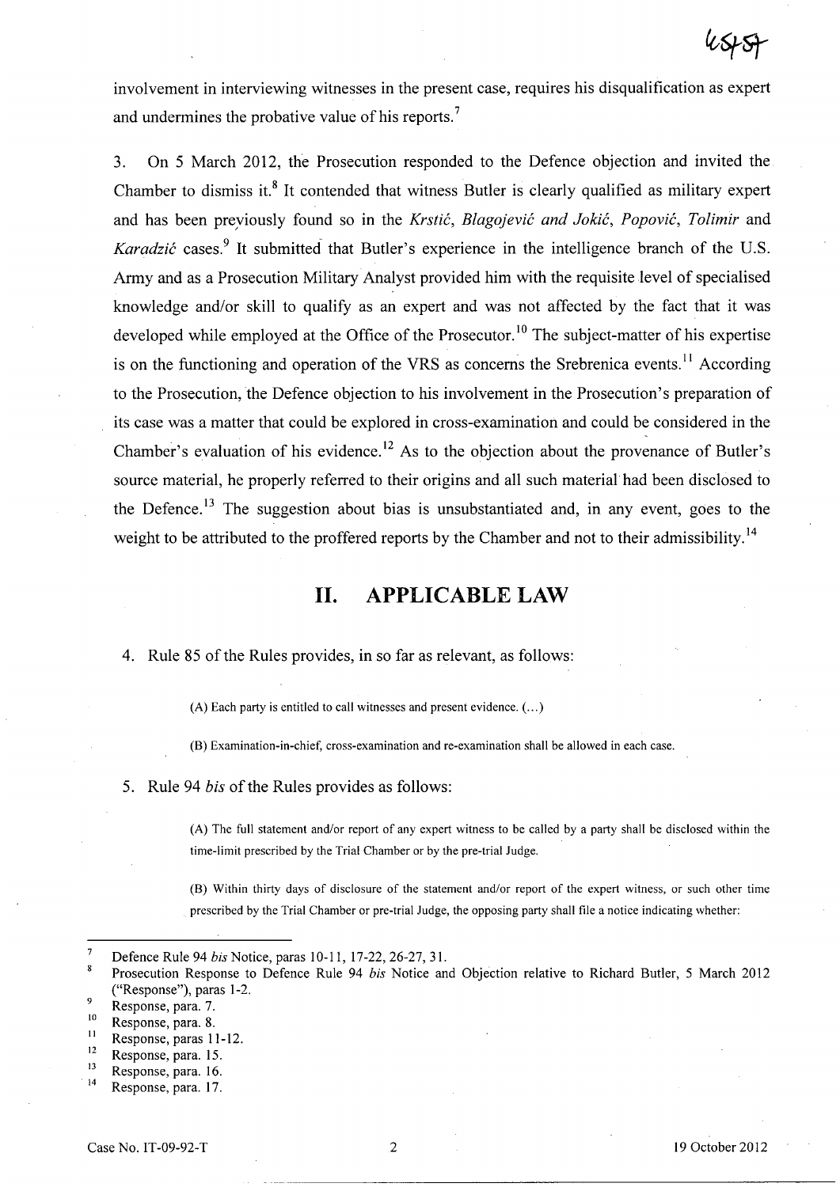involvement in interviewing witnesses in the present case, requires his disqualification as expert and undermines the probative value of his reports.[7]

3. On 5 March 2012, the Prosecution responded to the Defence objection and invited the Chamber to dismiss it.[8] It contended that witness Butler is clearly qualified as military expert and has been previously found so in the *Krstić*, *Blagojević and Jokić*, *Popović*, *Tolimir* and *Karadzić* cases.[9] It submitted that Butler's experience in the intelligence branch of the U.S. Army and as a Prosecution Military Analyst provided him with the requisite level of specialised knowledge and/or skill to qualify as an expert and was not affected by the fact that it was developed while employed at the Office of the Prosecutor.[10] The subject-matter of his expertise is on the functioning and operation of the VRS as concerns the Srebrenica events.[11] According to the Prosecution, the Defence objection to his involvement in the Prosecution's preparation of its case was a matter that could be explored in cross-examination and could be considered in the Chamber's evaluation of his evidence.[12] As to the objection about the provenance of Butler's source material, he properly referred to their origins and all such material had been disclosed to the Defence.[13] The suggestion about bias is unsubstantiated and, in any event, goes to the weight to be attributed to the proffered reports by the Chamber and not to their admissibility.[14]

## II. APPLICABLE LAW

4. Rule 85 of the Rules provides, in so far as relevant, as follows:

> (A) Each party is entitled to call witnesses and present evidence. (…)
>
> (B) Examination-in-chief, cross-examination and re-examination shall be allowed in each case.

5. Rule 94 *bis* of the Rules provides as follows:

> (A) The full statement and/or report of any expert witness to be called by a party shall be disclosed within the time-limit prescribed by the Trial Chamber or by the pre-trial Judge.
>
> (B) Within thirty days of disclosure of the statement and/or report of the expert witness, or such other time prescribed by the Trial Chamber or pre-trial Judge, the opposing party shall file a notice indicating whether:

---

[7] Defence Rule 94 *bis* Notice, paras 10-11, 17-22, 26-27, 31.

[8] Prosecution Response to Defence Rule 94 *bis* Notice and Objection relative to Richard Butler, 5 March 2012 ("Response"), paras 1-2.

[9] Response, para. 7.

[10] Response, para. 8.

[11] Response, paras 11-12.

[12] Response, para. 15.

[13] Response, para. 16.

[14] Response, para. 17.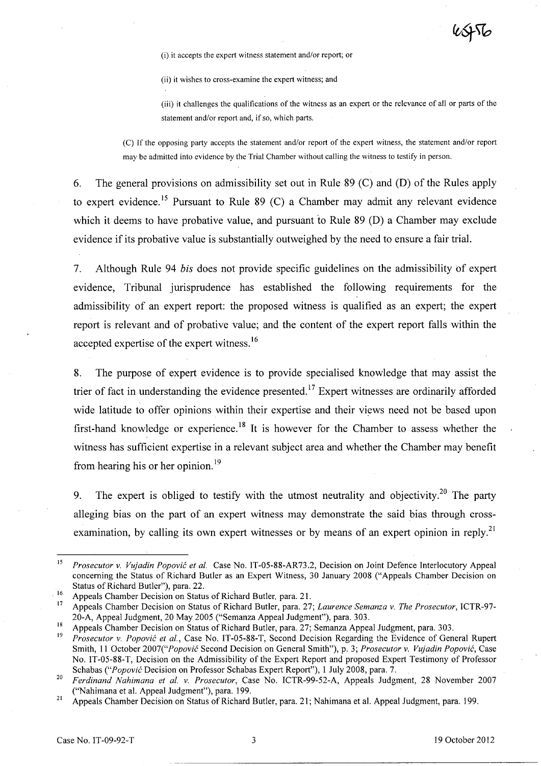(i) it accepts the expert witness statement and/or report; or

(ii) it wishes to cross-examine the expert witness; and

(iii) it challenges the qualifications of the witness as an expert or the relevance of all or parts of the statement and/or report and, if so, which parts.

(C) If the opposing party accepts the statement and/or report of the expert witness, the statement and/or report may be admitted into evidence by the Trial Chamber without calling the witness to testify in person.

6. The general provisions on admissibility set out in Rule 89 (C) and (D) of the Rules apply to expert evidence.[15] Pursuant to Rule 89 (C) a Chamber may admit any relevant evidence which it deems to have probative value, and pursuant to Rule 89 (D) a Chamber may exclude evidence if its probative value is substantially outweighed by the need to ensure a fair trial.

7. Although Rule 94 *bis* does not provide specific guidelines on the admissibility of expert evidence, Tribunal jurisprudence has established the following requirements for the admissibility of an expert report: the proposed witness is qualified as an expert; the expert report is relevant and of probative value; and the content of the expert report falls within the accepted expertise of the expert witness.[16]

8. The purpose of expert evidence is to provide specialised knowledge that may assist the trier of fact in understanding the evidence presented.[17] Expert witnesses are ordinarily afforded wide latitude to offer opinions within their expertise and their views need not be based upon first-hand knowledge or experience.[18] It is however for the Chamber to assess whether the witness has sufficient expertise in a relevant subject area and whether the Chamber may benefit from hearing his or her opinion.[19]

9. The expert is obliged to testify with the utmost neutrality and objectivity.[20] The party alleging bias on the part of an expert witness may demonstrate the said bias through cross-examination, by calling its own expert witnesses or by means of an expert opinion in reply.[21]

---

[15] *Prosecutor v. Vujadin Popović et al.* Case No. IT-05-88-AR73.2, Decision on Joint Defence Interlocutory Appeal concerning the Status of Richard Butler as an Expert Witness, 30 January 2008 ("Appeals Chamber Decision on Status of Richard Butler"), para. 22.

[16] Appeals Chamber Decision on Status of Richard Butler, para. 21.

[17] Appeals Chamber Decision on Status of Richard Butler, para. 27; *Laurence Semanza v. The Prosecutor*, ICTR-97-20-A, Appeal Judgment, 20 May 2005 ("Semanza Appeal Judgment"), para. 303.

[18] Appeals Chamber Decision on Status of Richard Butler, para. 27; Semanza Appeal Judgment, para. 303.

[19] *Prosecutor v. Popović et al.*, Case No. IT-05-88-T, Second Decision Regarding the Evidence of General Rupert Smith, 11 October 2007("*Popović* Second Decision on General Smith"), p. 3; *Prosecutor v. Vujadin Popović*, Case No. IT-05-88-T, Decision on the Admissibility of the Expert Report and proposed Expert Testimony of Professor Schabas ("*Popović* Decision on Professor Schabas Expert Report"), 1 July 2008, para. 7.

[20] *Ferdinand Nahimana et al. v. Prosecutor*, Case No. ICTR-99-52-A, Appeals Judgment, 28 November 2007 ("Nahimana et al. Appeal Judgment"), para. 199.

[21] Appeals Chamber Decision on Status of Richard Butler, para. 21; Nahimana et al. Appeal Judgment, para. 199.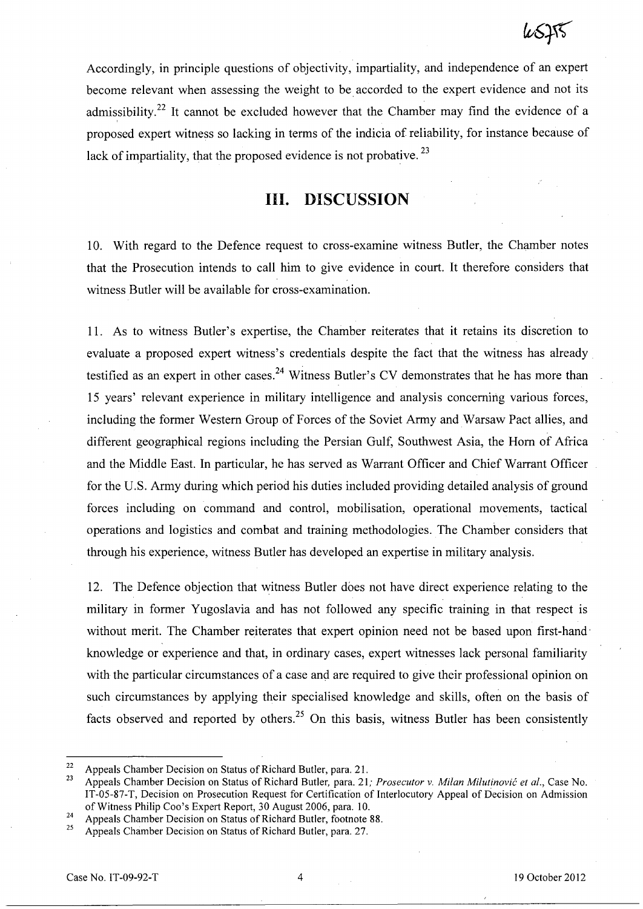Accordingly, in principle questions of objectivity, impartiality, and independence of an expert become relevant when assessing the weight to be accorded to the expert evidence and not its admissibility.[22] It cannot be excluded however that the Chamber may find the evidence of a proposed expert witness so lacking in terms of the indicia of reliability, for instance because of lack of impartiality, that the proposed evidence is not probative.[23]

# III. DISCUSSION

10. With regard to the Defence request to cross-examine witness Butler, the Chamber notes that the Prosecution intends to call him to give evidence in court. It therefore considers that witness Butler will be available for cross-examination.

11. As to witness Butler's expertise, the Chamber reiterates that it retains its discretion to evaluate a proposed expert witness's credentials despite the fact that the witness has already testified as an expert in other cases.[24] Witness Butler's CV demonstrates that he has more than 15 years' relevant experience in military intelligence and analysis concerning various forces, including the former Western Group of Forces of the Soviet Army and Warsaw Pact allies, and different geographical regions including the Persian Gulf, Southwest Asia, the Horn of Africa and the Middle East. In particular, he has served as Warrant Officer and Chief Warrant Officer for the U.S. Army during which period his duties included providing detailed analysis of ground forces including on command and control, mobilisation, operational movements, tactical operations and logistics and combat and training methodologies. The Chamber considers that through his experience, witness Butler has developed an expertise in military analysis.

12. The Defence objection that witness Butler does not have direct experience relating to the military in former Yugoslavia and has not followed any specific training in that respect is without merit. The Chamber reiterates that expert opinion need not be based upon first-hand knowledge or experience and that, in ordinary cases, expert witnesses lack personal familiarity with the particular circumstances of a case and are required to give their professional opinion on such circumstances by applying their specialised knowledge and skills, often on the basis of facts observed and reported by others.[25] On this basis, witness Butler has been consistently

---

[22] Appeals Chamber Decision on Status of Richard Butler, para. 21.

[23] Appeals Chamber Decision on Status of Richard Butler, para. 21; *Prosecutor v. Milan Milutinović et al.*, Case No. IT-05-87-T, Decision on Prosecution Request for Certification of Interlocutory Appeal of Decision on Admission of Witness Philip Coo's Expert Report, 30 August 2006, para. 10.

[24] Appeals Chamber Decision on Status of Richard Butler, footnote 88.

[25] Appeals Chamber Decision on Status of Richard Butler, para. 27.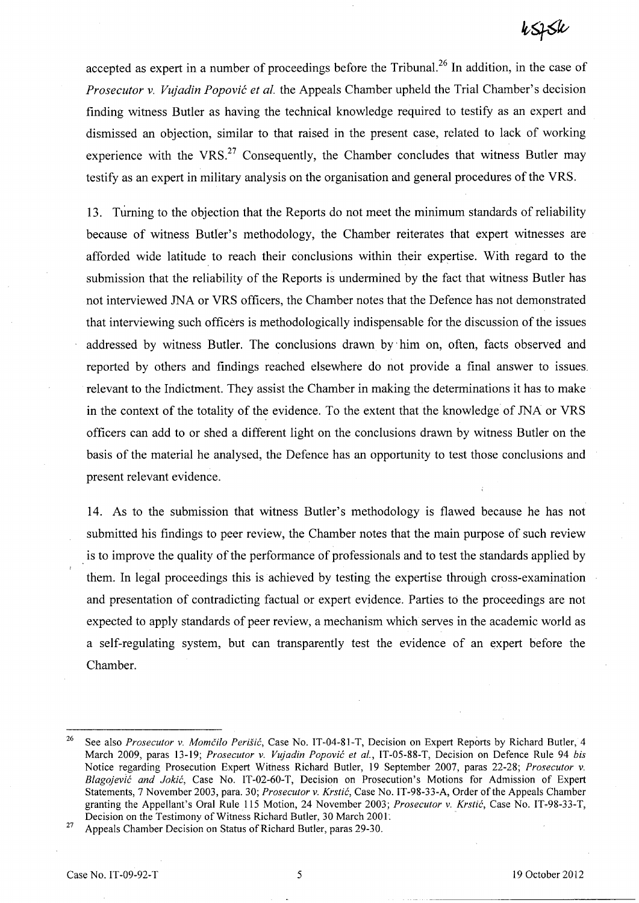accepted as expert in a number of proceedings before the Tribunal.[26] In addition, in the case of *Prosecutor v. Vujadin Popović et al.* the Appeals Chamber upheld the Trial Chamber's decision finding witness Butler as having the technical knowledge required to testify as an expert and dismissed an objection, similar to that raised in the present case, related to lack of working experience with the VRS.[27] Consequently, the Chamber concludes that witness Butler may testify as an expert in military analysis on the organisation and general procedures of the VRS.

13. Turning to the objection that the Reports do not meet the minimum standards of reliability because of witness Butler's methodology, the Chamber reiterates that expert witnesses are afforded wide latitude to reach their conclusions within their expertise. With regard to the submission that the reliability of the Reports is undermined by the fact that witness Butler has not interviewed JNA or VRS officers, the Chamber notes that the Defence has not demonstrated that interviewing such officers is methodologically indispensable for the discussion of the issues addressed by witness Butler. The conclusions drawn by him on, often, facts observed and reported by others and findings reached elsewhere do not provide a final answer to issues relevant to the Indictment. They assist the Chamber in making the determinations it has to make in the context of the totality of the evidence. To the extent that the knowledge of JNA or VRS officers can add to or shed a different light on the conclusions drawn by witness Butler on the basis of the material he analysed, the Defence has an opportunity to test those conclusions and present relevant evidence.

14. As to the submission that witness Butler's methodology is flawed because he has not submitted his findings to peer review, the Chamber notes that the main purpose of such review is to improve the quality of the performance of professionals and to test the standards applied by them. In legal proceedings this is achieved by testing the expertise through cross-examination and presentation of contradicting factual or expert evidence. Parties to the proceedings are not expected to apply standards of peer review, a mechanism which serves in the academic world as a self-regulating system, but can transparently test the evidence of an expert before the Chamber.

---

[26] See also *Prosecutor v. Momčilo Perišić*, Case No. IT-04-81-T, Decision on Expert Reports by Richard Butler, 4 March 2009, paras 13-19; *Prosecutor v. Vujadin Popović et al.*, IT-05-88-T, Decision on Defence Rule 94 *bis* Notice regarding Prosecution Expert Witness Richard Butler, 19 September 2007, paras 22-28; *Prosecutor v. Blagojević and Jokić*, Case No. IT-02-60-T, Decision on Prosecution's Motions for Admission of Expert Statements, 7 November 2003, para. 30; *Prosecutor v. Krstić*, Case No. IT-98-33-A, Order of the Appeals Chamber granting the Appellant's Oral Rule 115 Motion, 24 November 2003; *Prosecutor v. Krstić*, Case No. IT-98-33-T, Decision on the Testimony of Witness Richard Butler, 30 March 2001.

[27] Appeals Chamber Decision on Status of Richard Butler, paras 29-30.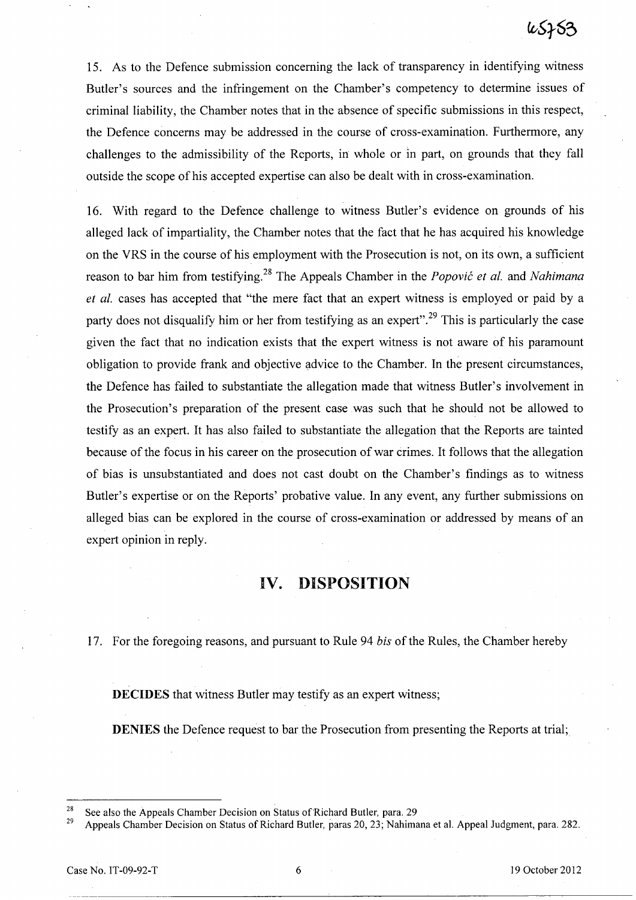15. As to the Defence submission concerning the lack of transparency in identifying witness Butler's sources and the infringement on the Chamber's competency to determine issues of criminal liability, the Chamber notes that in the absence of specific submissions in this respect, the Defence concerns may be addressed in the course of cross-examination. Furthermore, any challenges to the admissibility of the Reports, in whole or in part, on grounds that they fall outside the scope of his accepted expertise can also be dealt with in cross-examination.

16. With regard to the Defence challenge to witness Butler's evidence on grounds of his alleged lack of impartiality, the Chamber notes that the fact that he has acquired his knowledge on the VRS in the course of his employment with the Prosecution is not, on its own, a sufficient reason to bar him from testifying.[28] The Appeals Chamber in the *Popović et al.* and *Nahimana et al.* cases has accepted that "the mere fact that an expert witness is employed or paid by a party does not disqualify him or her from testifying as an expert".[29] This is particularly the case given the fact that no indication exists that the expert witness is not aware of his paramount obligation to provide frank and objective advice to the Chamber. In the present circumstances, the Defence has failed to substantiate the allegation made that witness Butler's involvement in the Prosecution's preparation of the present case was such that he should not be allowed to testify as an expert. It has also failed to substantiate the allegation that the Reports are tainted because of the focus in his career on the prosecution of war crimes. It follows that the allegation of bias is unsubstantiated and does not cast doubt on the Chamber's findings as to witness Butler's expertise or on the Reports' probative value. In any event, any further submissions on alleged bias can be explored in the course of cross-examination or addressed by means of an expert opinion in reply.

# IV. DISPOSITION

17. For the foregoing reasons, and pursuant to Rule 94 *bis* of the Rules, the Chamber hereby

**DECIDES** that witness Butler may testify as an expert witness;

**DENIES** the Defence request to bar the Prosecution from presenting the Reports at trial;

---

[28] See also the Appeals Chamber Decision on Status of Richard Butler, para. 29

[29] Appeals Chamber Decision on Status of Richard Butler, paras 20, 23; Nahimana et al. Appeal Judgment, para. 282.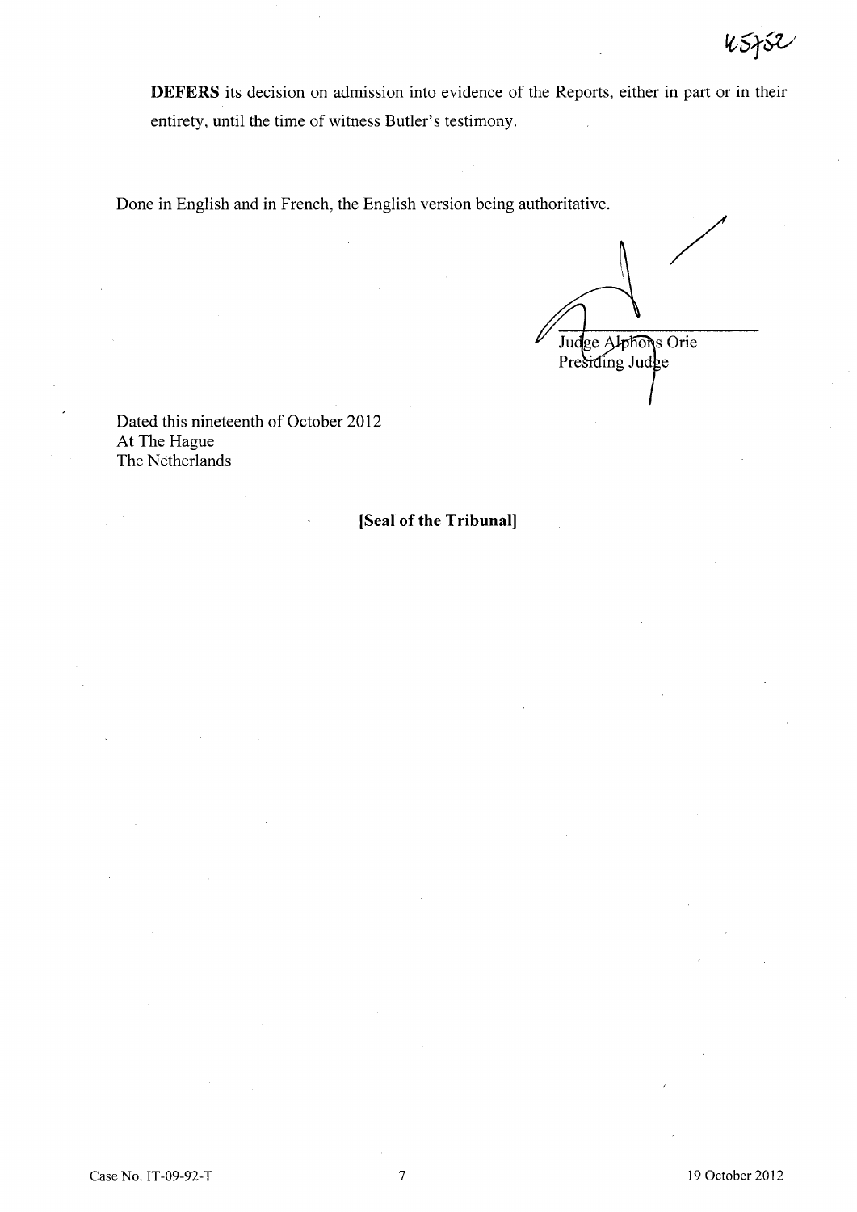**DEFERS** its decision on admission into evidence of the Reports, either in part or in their entirety, until the time of witness Butler's testimony.

Done in English and in French, the English version being authoritative.

Judge Alphons Orie
Presiding Judge

Dated this nineteenth of October 2012
At The Hague
The Netherlands

**[Seal of the Tribunal]**